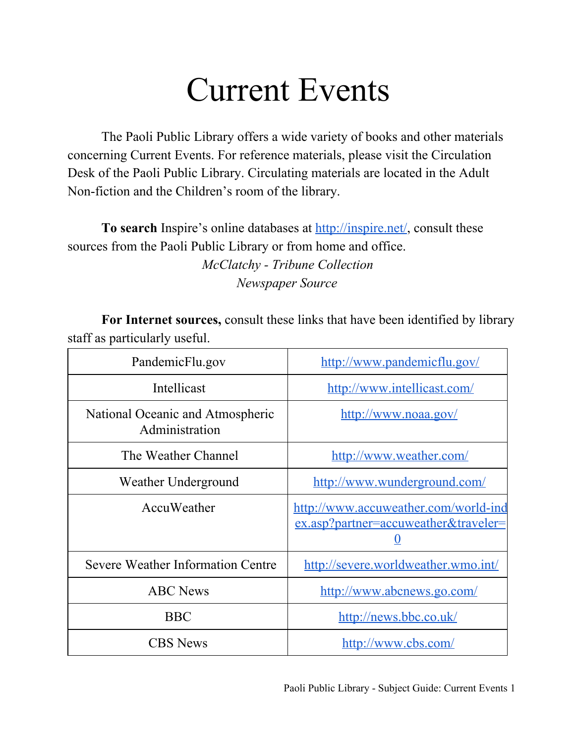# Current Events

The Paoli Public Library offers a wide variety of books and other materials concerning Current Events. For reference materials, please visit the Circulation Desk of the Paoli Public Library. Circulating materials are located in the Adult Non-fiction and the Children's room of the library.

**To search** Inspire's online databases at http://inspire.net/, consult these sources from the Paoli Public Library or from home and office.

*McClatchy - Tribune Collection*

*Newspaper Source*

**For Internet sources,** consult these links that have been identified by library staff as particularly useful.

| | |
|---|---|
| PandemicFlu.gov | http://www.pandemicflu.gov/ |
| Intellicast | http://www.intellicast.com/ |
| National Oceanic and Atmospheric Administration | http://www.noaa.gov/ |
| The Weather Channel | http://www.weather.com/ |
| Weather Underground | http://www.wunderground.com/ |
| AccuWeather | http://www.accuweather.com/world-index.asp?partner=accuweather&traveler=0 |
| Severe Weather Information Centre | http://severe.worldweather.wmo.int/ |
| ABC News | http://www.abcnews.go.com/ |
| BBC | http://news.bbc.co.uk/ |
| CBS News | http://www.cbs.com/ |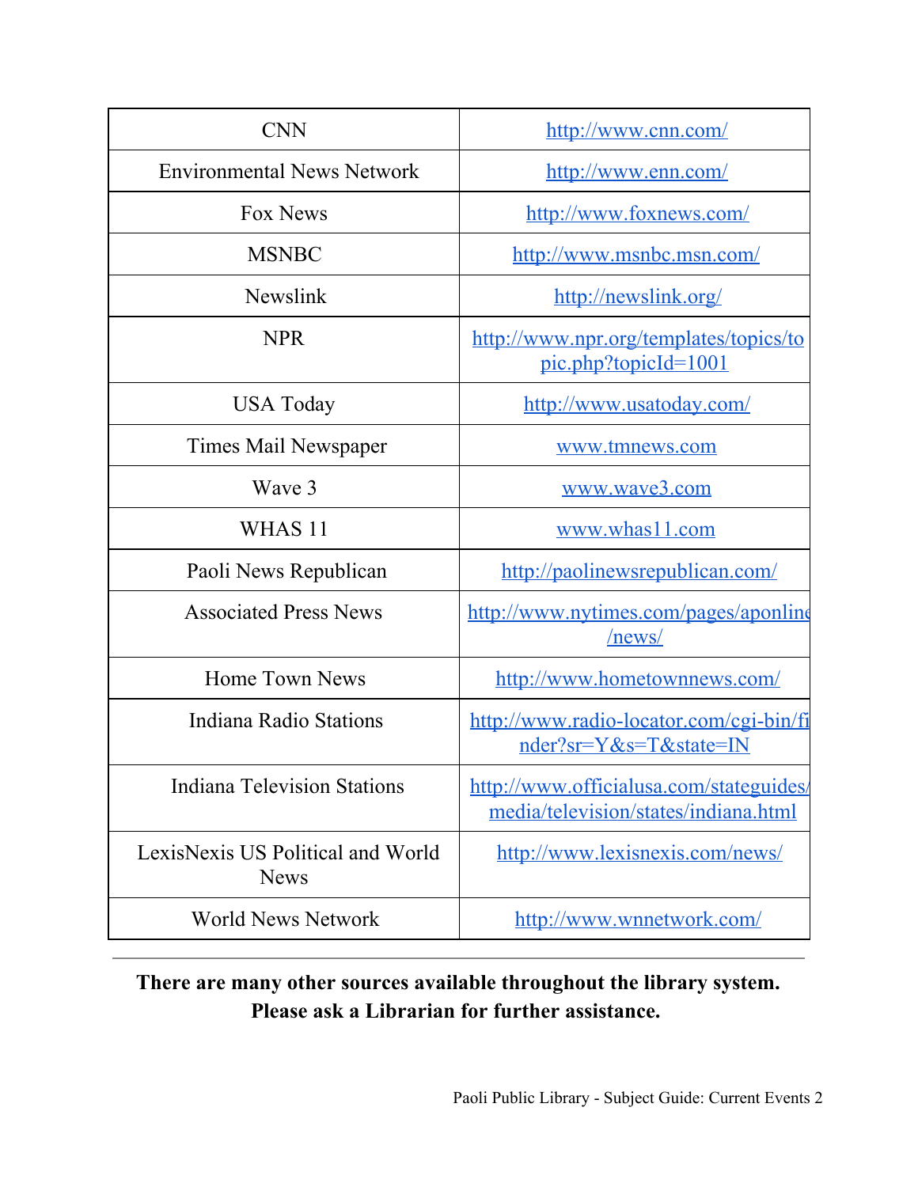| | |
|---|---|
| CNN | http://www.cnn.com/ |
| Environmental News Network | http://www.enn.com/ |
| Fox News | http://www.foxnews.com/ |
| MSNBC | http://www.msnbc.msn.com/ |
| Newslink | http://newslink.org/ |
| NPR | http://www.npr.org/templates/topics/topic.php?topicId=1001 |
| USA Today | http://www.usatoday.com/ |
| Times Mail Newspaper | www.tmnews.com |
| Wave 3 | www.wave3.com |
| WHAS 11 | www.whas11.com |
| Paoli News Republican | http://paolinewsrepublican.com/ |
| Associated Press News | http://www.nytimes.com/pages/aponline/news/ |
| Home Town News | http://www.hometownnews.com/ |
| Indiana Radio Stations | http://www.radio-locator.com/cgi-bin/finder?sr=Y&s=T&state=IN |
| Indiana Television Stations | http://www.officialusa.com/stateguides/media/television/states/indiana.html |
| LexisNexis US Political and World News | http://www.lexisnexis.com/news/ |
| World News Network | http://www.wnnetwork.com/ |

---

**There are many other sources available throughout the library system. Please ask a Librarian for further assistance.**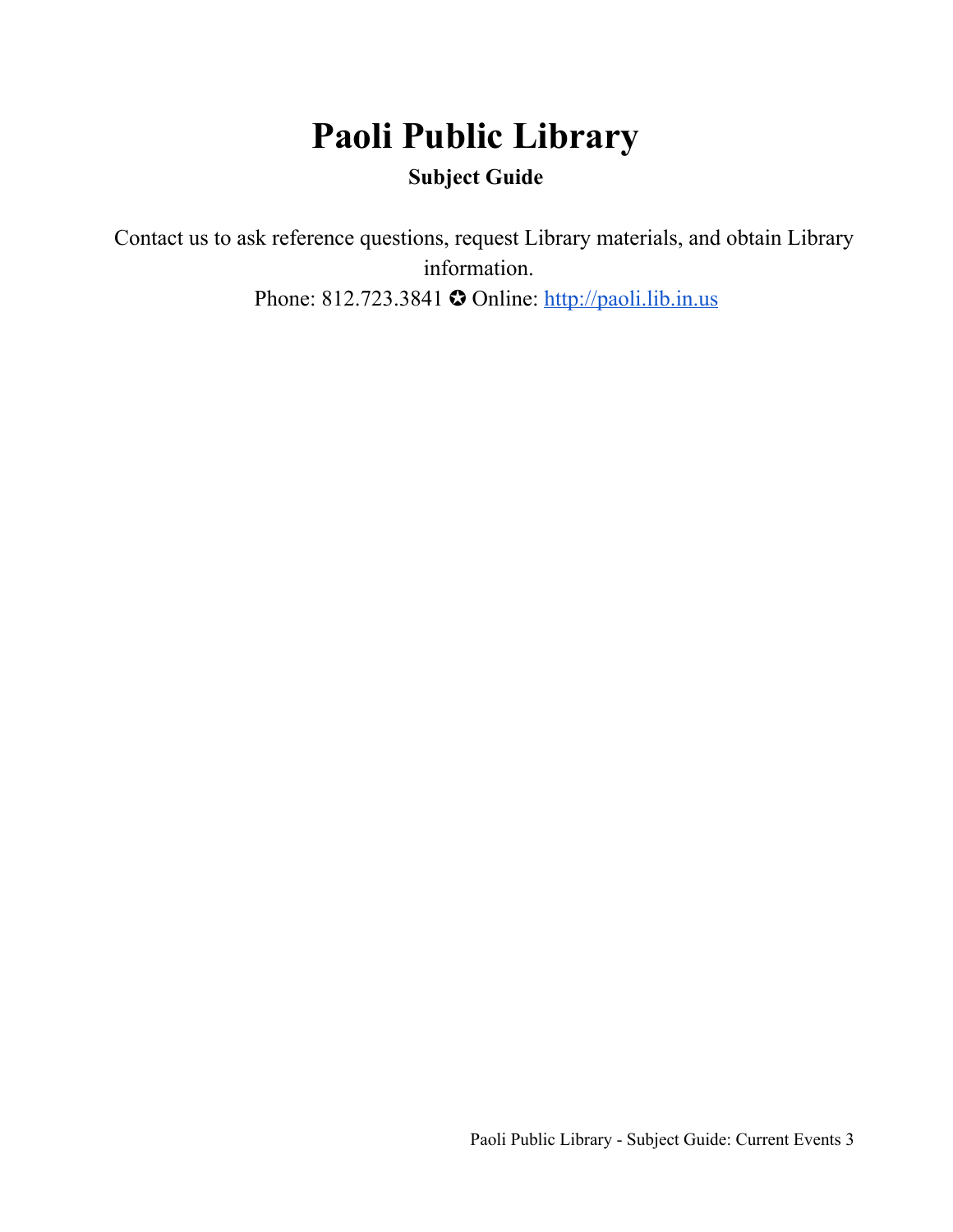# Paoli Public Library

**Subject Guide**

Contact us to ask reference questions, request Library materials, and obtain Library information.

Phone: 812.723.3841 ✪ Online: http://paoli.lib.in.us